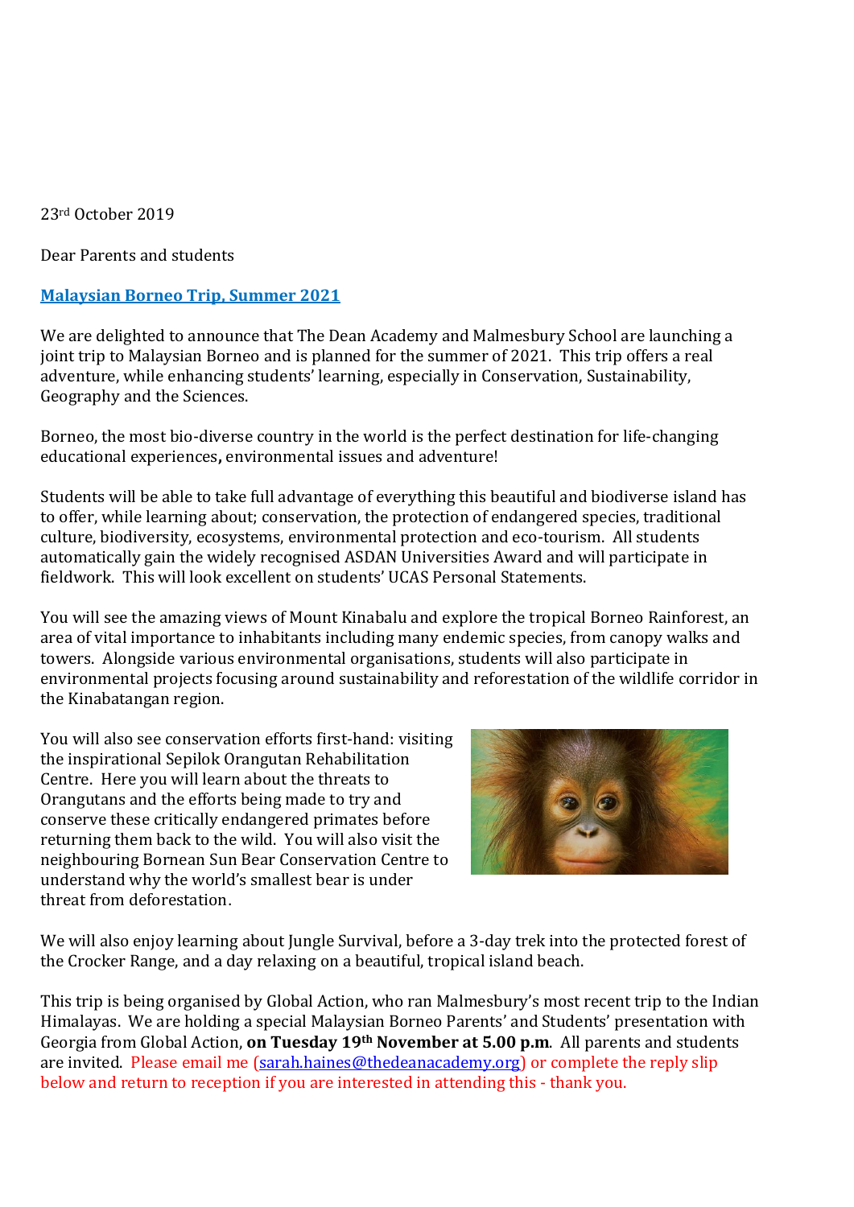23rd October 2019

Dear Parents and students

**Malaysian Borneo Trip, Summer 2021**

We are delighted to announce that The Dean Academy and Malmesbury School are launching a joint trip to Malaysian Borneo and is planned for the summer of 2021. This trip offers a real adventure, while enhancing students' learning, especially in Conservation, Sustainability, Geography and the Sciences.

Borneo, the most bio-diverse country in the world is the perfect destination for life-changing educational experiences**,** environmental issues and adventure!

Students will be able to take full advantage of everything this beautiful and biodiverse island has to offer, while learning about; conservation, the protection of endangered species, traditional culture, biodiversity, ecosystems, environmental protection and eco-tourism. All students automatically gain the widely recognised ASDAN Universities Award and will participate in fieldwork. This will look excellent on students' UCAS Personal Statements.

You will see the amazing views of Mount Kinabalu and explore the tropical Borneo Rainforest, an area of vital importance to inhabitants including many endemic species, from canopy walks and towers. Alongside various environmental organisations, students will also participate in environmental projects focusing around sustainability and reforestation of the wildlife corridor in the Kinabatangan region.

You will also see conservation efforts first-hand: visiting the inspirational Sepilok Orangutan Rehabilitation Centre. Here you will learn about the threats to Orangutans and the efforts being made to try and conserve these critically endangered primates before returning them back to the wild. You will also visit the neighbouring Bornean Sun Bear Conservation Centre to understand why the world's smallest bear is under threat from deforestation.

We will also enjoy learning about Jungle Survival, before a 3-day trek into the protected forest of the Crocker Range, and a day relaxing on a beautiful, tropical island beach.

This trip is being organised by Global Action, who ran Malmesbury's most recent trip to the Indian Himalayas. We are holding a special Malaysian Borneo Parents' and Students' presentation with Georgia from Global Action, **on Tuesday 19th November at 5.00 p.m**. All parents and students are invited. Please email me (sarah.haines@thedeanacademy.org) or complete the reply slip below and return to reception if you are interested in attending this - thank you.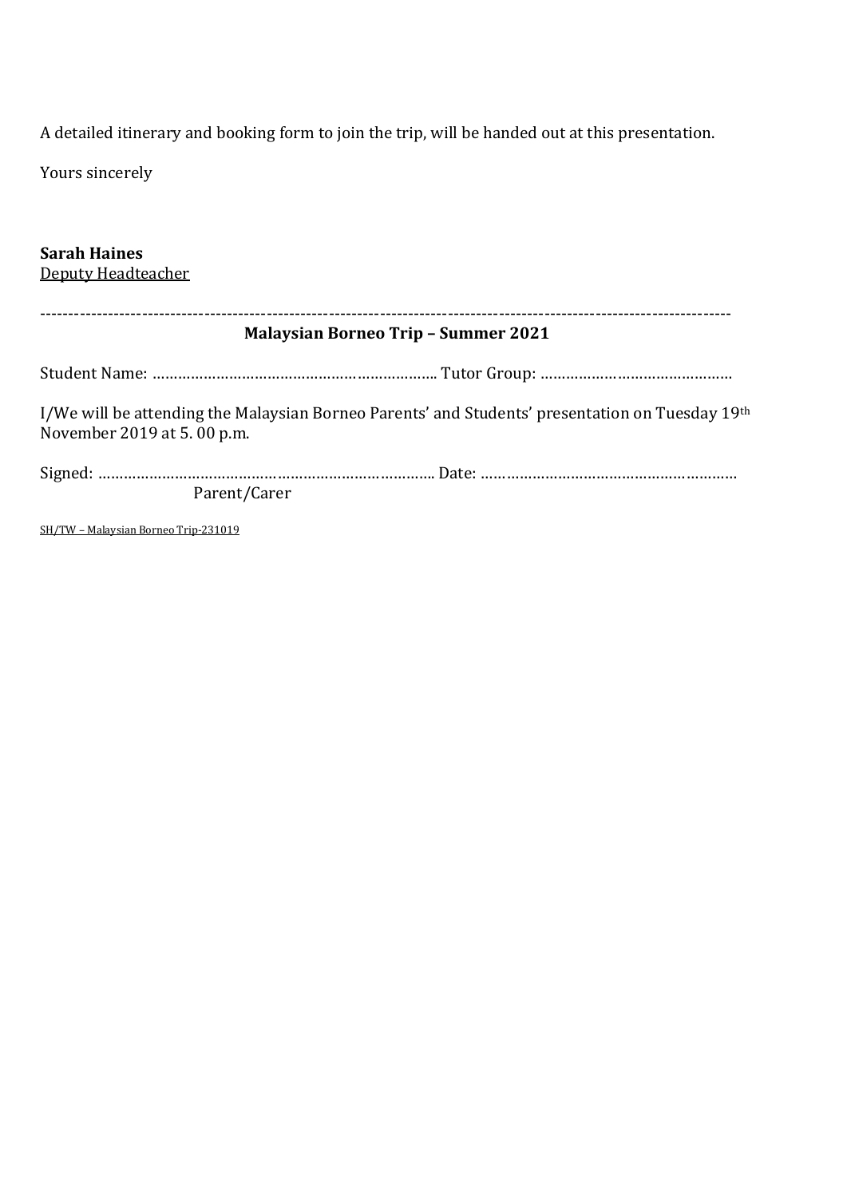A detailed itinerary and booking form to join the trip, will be handed out at this presentation.

Yours sincerely

**Sarah Haines**
Deputy Headteacher

---

**Malaysian Borneo Trip – Summer 2021**

Student Name: ………………………………………………………….. Tutor Group: ……………………………………….

I/We will be attending the Malaysian Borneo Parents' and Students' presentation on Tuesday 19th November 2019 at 5. 00 p.m.

Signed: ………………………………………………………………….. Date: …………………………………………………….
Parent/Carer

SH/TW – Malaysian Borneo Trip-231019